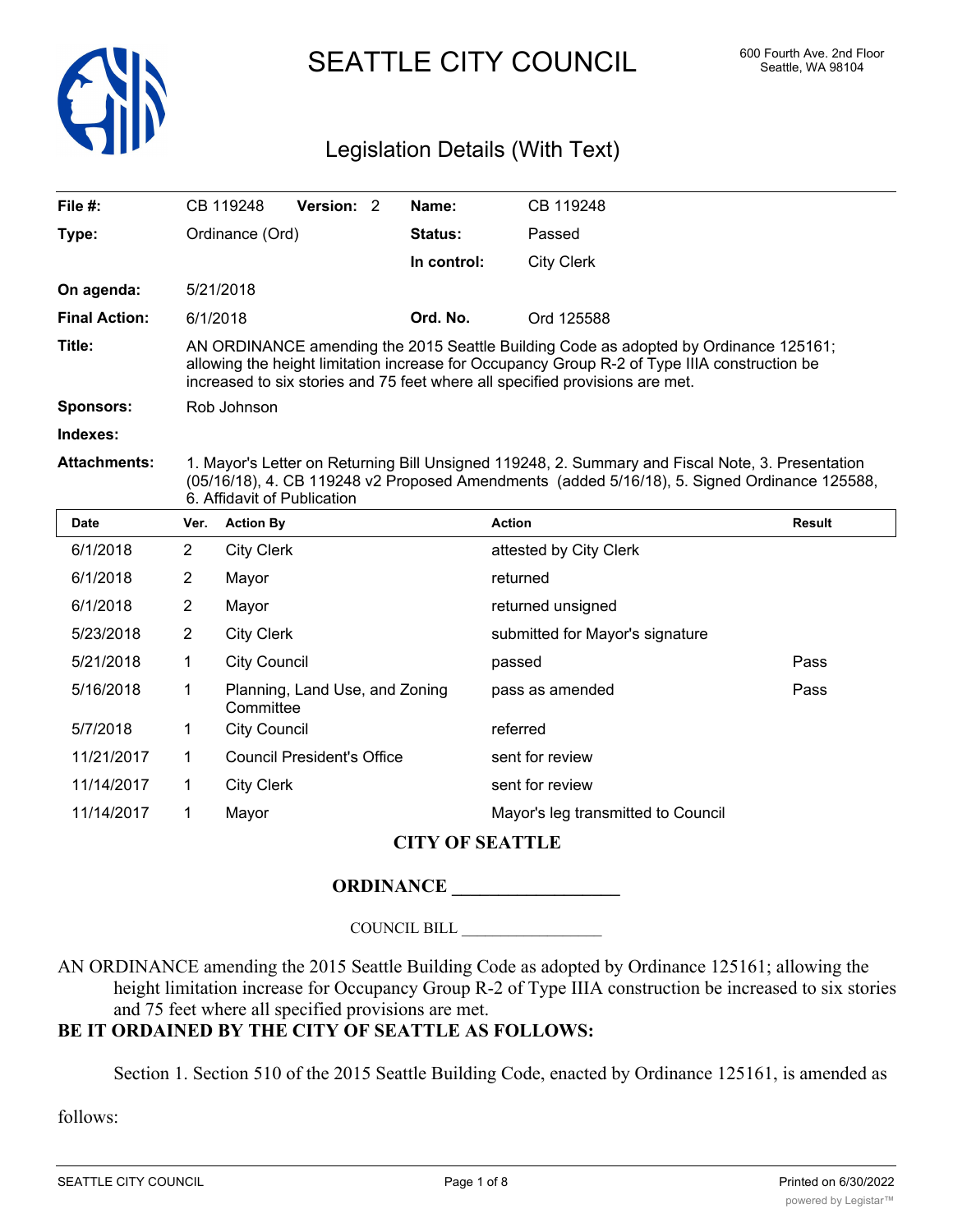# SEATTLE CITY COUNCIL

600 Fourth Ave. 2nd Floor
Seattle, WA 98104

## Legislation Details (With Text)

| | | | |
|---|---|---|---|
| **File #:** | CB 119248 **Version:** 2 | **Name:** | CB 119248 |
| **Type:** | Ordinance (Ord) | **Status:** | Passed |
| | | **In control:** | City Clerk |
| **On agenda:** | 5/21/2018 | | |
| **Final Action:** | 6/1/2018 | **Ord. No.** | Ord 125588 |

**Title:** AN ORDINANCE amending the 2015 Seattle Building Code as adopted by Ordinance 125161; allowing the height limitation increase for Occupancy Group R-2 of Type IIIA construction be increased to six stories and 75 feet where all specified provisions are met.

**Sponsors:** Rob Johnson

**Indexes:**

**Attachments:** 1. Mayor's Letter on Returning Bill Unsigned 119248, 2. Summary and Fiscal Note, 3. Presentation (05/16/18), 4. CB 119248 v2 Proposed Amendments (added 5/16/18), 5. Signed Ordinance 125588, 6. Affidavit of Publication

| Date | Ver. | Action By | Action | Result |
|---|---|---|---|---|
| 6/1/2018 | 2 | City Clerk | attested by City Clerk | |
| 6/1/2018 | 2 | Mayor | returned | |
| 6/1/2018 | 2 | Mayor | returned unsigned | |
| 5/23/2018 | 2 | City Clerk | submitted for Mayor's signature | |
| 5/21/2018 | 1 | City Council | passed | Pass |
| 5/16/2018 | 1 | Planning, Land Use, and Zoning Committee | pass as amended | Pass |
| 5/7/2018 | 1 | City Council | referred | |
| 11/21/2017 | 1 | Council President's Office | sent for review | |
| 11/14/2017 | 1 | City Clerk | sent for review | |
| 11/14/2017 | 1 | Mayor | Mayor's leg transmitted to Council | |

**CITY OF SEATTLE**

**ORDINANCE __________________**

COUNCIL BILL __________________

AN ORDINANCE amending the 2015 Seattle Building Code as adopted by Ordinance 125161; allowing the height limitation increase for Occupancy Group R-2 of Type IIIA construction be increased to six stories and 75 feet where all specified provisions are met.

**BE IT ORDAINED BY THE CITY OF SEATTLE AS FOLLOWS:**

Section 1. Section 510 of the 2015 Seattle Building Code, enacted by Ordinance 125161, is amended as follows: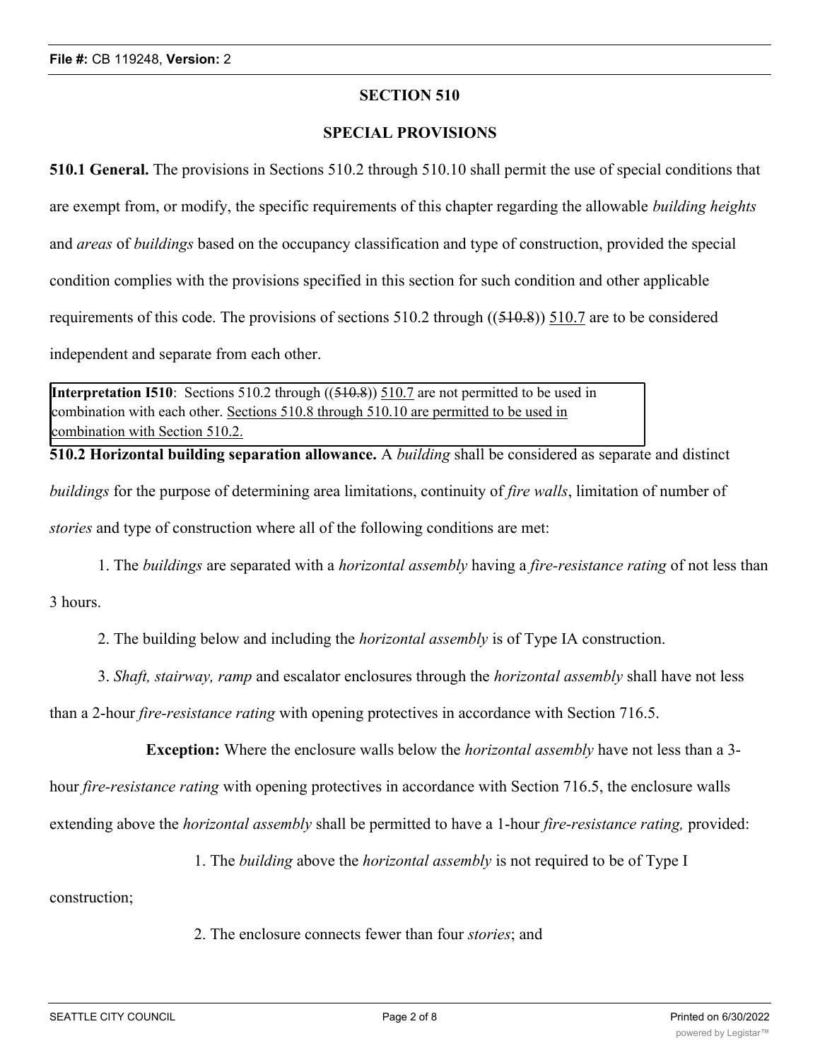## SECTION 510

## SPECIAL PROVISIONS

**510.1 General.** The provisions in Sections 510.2 through 510.10 shall permit the use of special conditions that are exempt from, or modify, the specific requirements of this chapter regarding the allowable *building heights* and *areas* of *buildings* based on the occupancy classification and type of construction, provided the special condition complies with the provisions specified in this section for such condition and other applicable requirements of this code. The provisions of sections 510.2 through ((~~510.8~~)) <u>510.7</u> are to be considered independent and separate from each other.

> **Interpretation I510**: Sections 510.2 through ((~~510.8~~)) <u>510.7</u> are not permitted to be used in combination with each other. <u>Sections 510.8 through 510.10 are permitted to be used in combination with Section 510.2.</u>

**510.2 Horizontal building separation allowance.** A *building* shall be considered as separate and distinct *buildings* for the purpose of determining area limitations, continuity of *fire walls*, limitation of number of *stories* and type of construction where all of the following conditions are met:

1. The *buildings* are separated with a *horizontal assembly* having a *fire-resistance rating* of not less than 3 hours.

2. The building below and including the *horizontal assembly* is of Type IA construction.

3. *Shaft, stairway, ramp* and escalator enclosures through the *horizontal assembly* shall have not less than a 2-hour *fire-resistance rating* with opening protectives in accordance with Section 716.5.

**Exception:** Where the enclosure walls below the *horizontal assembly* have not less than a 3-hour *fire-resistance rating* with opening protectives in accordance with Section 716.5, the enclosure walls extending above the *horizontal assembly* shall be permitted to have a 1-hour *fire-resistance rating,* provided:

1. The *building* above the *horizontal assembly* is not required to be of Type I construction;

2. The enclosure connects fewer than four *stories*; and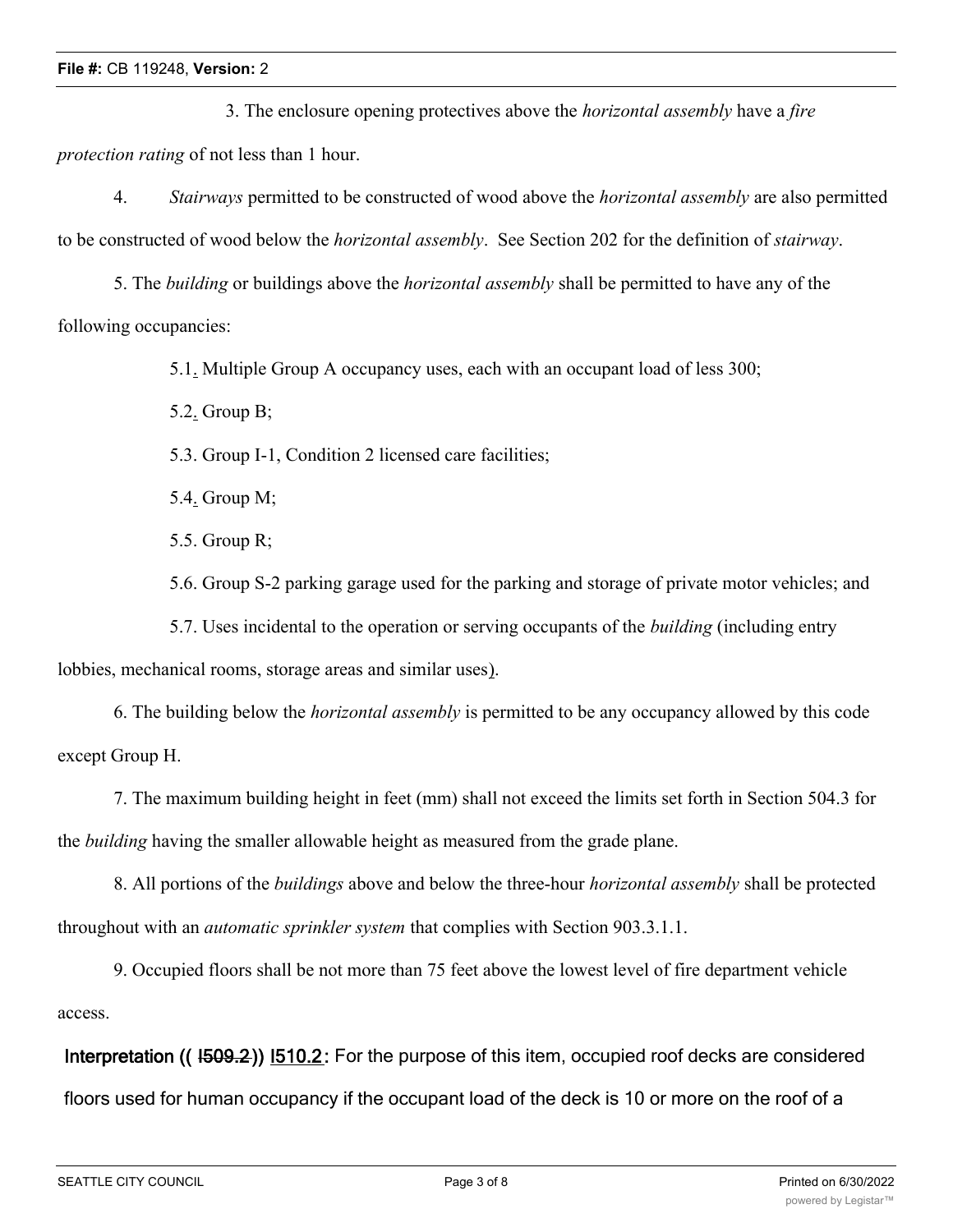3. The enclosure opening protectives above the *horizontal assembly* have a *fire protection rating* of not less than 1 hour.

4. *Stairways* permitted to be constructed of wood above the *horizontal assembly* are also permitted to be constructed of wood below the *horizontal assembly*. See Section 202 for the definition of *stairway*.

5. The *building* or buildings above the *horizontal assembly* shall be permitted to have any of the following occupancies:

5.1. Multiple Group A occupancy uses, each with an occupant load of less 300;

5.2. Group B;

5.3. Group I-1, Condition 2 licensed care facilities;

5.4. Group M;

5.5. Group R;

5.6. Group S-2 parking garage used for the parking and storage of private motor vehicles; and

5.7. Uses incidental to the operation or serving occupants of the *building* (including entry lobbies, mechanical rooms, storage areas and similar uses).

6. The building below the *horizontal assembly* is permitted to be any occupancy allowed by this code except Group H.

7. The maximum building height in feet (mm) shall not exceed the limits set forth in Section 504.3 for the *building* having the smaller allowable height as measured from the grade plane.

8. All portions of the *buildings* above and below the three-hour *horizontal assembly* shall be protected throughout with an *automatic sprinkler system* that complies with Section 903.3.1.1.

9. Occupied floors shall be not more than 75 feet above the lowest level of fire department vehicle access.

Interpretation (( ~~I509.2~~)) I510.2: For the purpose of this item, occupied roof decks are considered floors used for human occupancy if the occupant load of the deck is 10 or more on the roof of a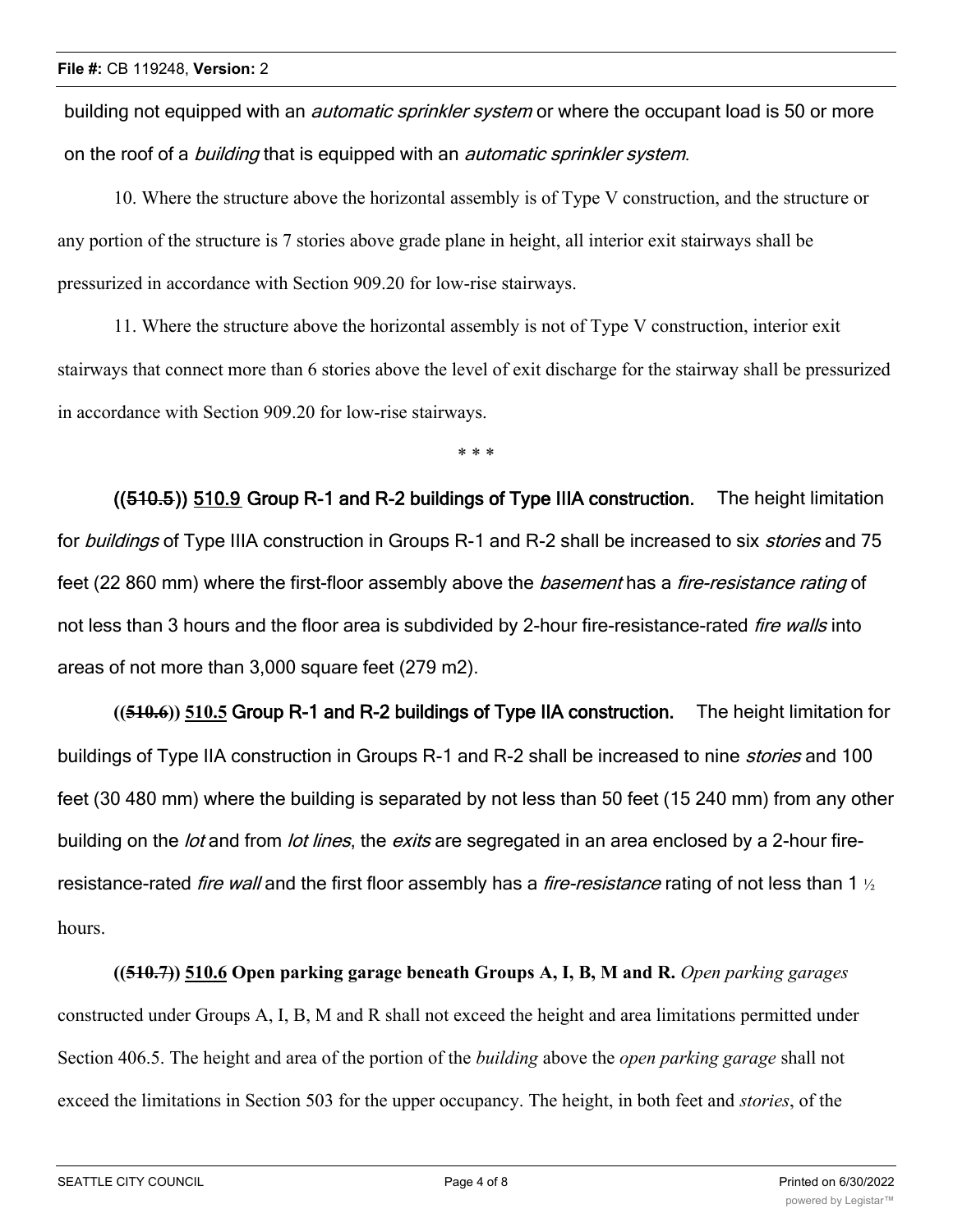building not equipped with an *automatic sprinkler system* or where the occupant load is 50 or more on the roof of a *building* that is equipped with an *automatic sprinkler system*.

10. Where the structure above the horizontal assembly is of Type V construction, and the structure or any portion of the structure is 7 stories above grade plane in height, all interior exit stairways shall be pressurized in accordance with Section 909.20 for low-rise stairways.

11. Where the structure above the horizontal assembly is not of Type V construction, interior exit stairways that connect more than 6 stories above the level of exit discharge for the stairway shall be pressurized in accordance with Section 909.20 for low-rise stairways.

\* \* \*

**((~~510.5~~)) <u>510.9</u> Group R-1 and R-2 buildings of Type IIIA construction.** The height limitation for *buildings* of Type IIIA construction in Groups R-1 and R-2 shall be increased to six *stories* and 75 feet (22 860 mm) where the first-floor assembly above the *basement* has a *fire-resistance rating* of not less than 3 hours and the floor area is subdivided by 2-hour fire-resistance-rated *fire walls* into areas of not more than 3,000 square feet (279 m2).

**((~~510.6~~)) <u>510.5</u> Group R-1 and R-2 buildings of Type IIA construction.** The height limitation for buildings of Type IIA construction in Groups R-1 and R-2 shall be increased to nine *stories* and 100 feet (30 480 mm) where the building is separated by not less than 50 feet (15 240 mm) from any other building on the *lot* and from *lot lines*, the *exits* are segregated in an area enclosed by a 2-hour fire-resistance-rated *fire wall* and the first floor assembly has a *fire-resistance* rating of not less than 1 ½ hours.

**((~~510.7~~)) <u>510.6</u> Open parking garage beneath Groups A, I, B, M and R.** *Open parking garages* constructed under Groups A, I, B, M and R shall not exceed the height and area limitations permitted under Section 406.5. The height and area of the portion of the *building* above the *open parking garage* shall not exceed the limitations in Section 503 for the upper occupancy. The height, in both feet and *stories*, of the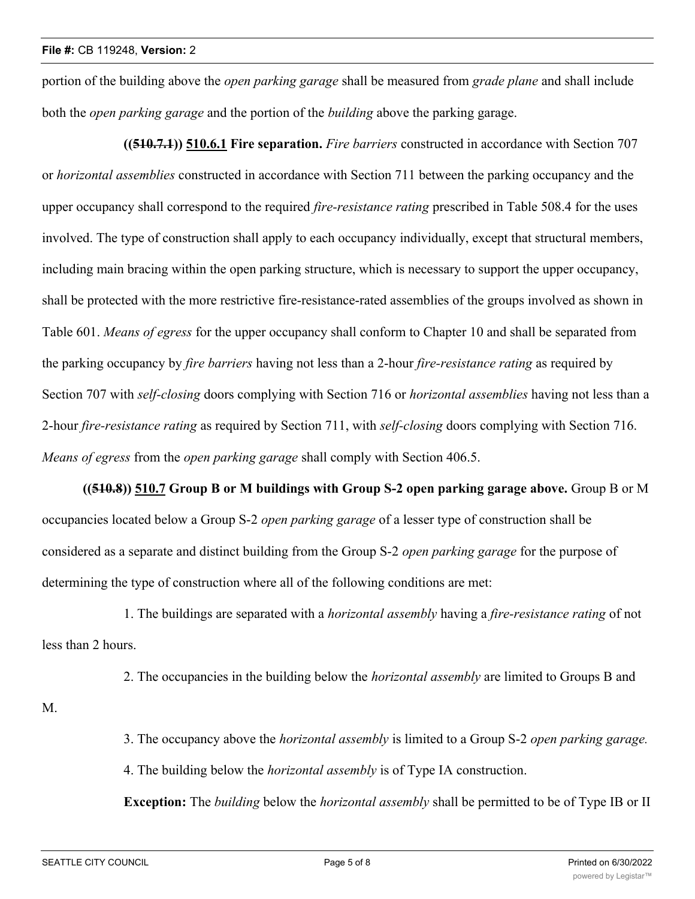portion of the building above the *open parking garage* shall be measured from *grade plane* and shall include both the *open parking garage* and the portion of the *building* above the parking garage.

**((~~510.7.1~~)) <u>510.6.1</u> Fire separation.** *Fire barriers* constructed in accordance with Section 707 or *horizontal assemblies* constructed in accordance with Section 711 between the parking occupancy and the upper occupancy shall correspond to the required *fire-resistance rating* prescribed in Table 508.4 for the uses involved. The type of construction shall apply to each occupancy individually, except that structural members, including main bracing within the open parking structure, which is necessary to support the upper occupancy, shall be protected with the more restrictive fire-resistance-rated assemblies of the groups involved as shown in Table 601. *Means of egress* for the upper occupancy shall conform to Chapter 10 and shall be separated from the parking occupancy by *fire barriers* having not less than a 2-hour *fire-resistance rating* as required by Section 707 with *self-closing* doors complying with Section 716 or *horizontal assemblies* having not less than a 2-hour *fire-resistance rating* as required by Section 711, with *self-closing* doors complying with Section 716. *Means of egress* from the *open parking garage* shall comply with Section 406.5.

**((~~510.8~~)) <u>510.7</u> Group B or M buildings with Group S-2 open parking garage above.** Group B or M occupancies located below a Group S-2 *open parking garage* of a lesser type of construction shall be considered as a separate and distinct building from the Group S-2 *open parking garage* for the purpose of determining the type of construction where all of the following conditions are met:

1. The buildings are separated with a *horizontal assembly* having a *fire-resistance rating* of not less than 2 hours.

2. The occupancies in the building below the *horizontal assembly* are limited to Groups B and M.

3. The occupancy above the *horizontal assembly* is limited to a Group S-2 *open parking garage.*

4. The building below the *horizontal assembly* is of Type IA construction.

**Exception:** The *building* below the *horizontal assembly* shall be permitted to be of Type IB or II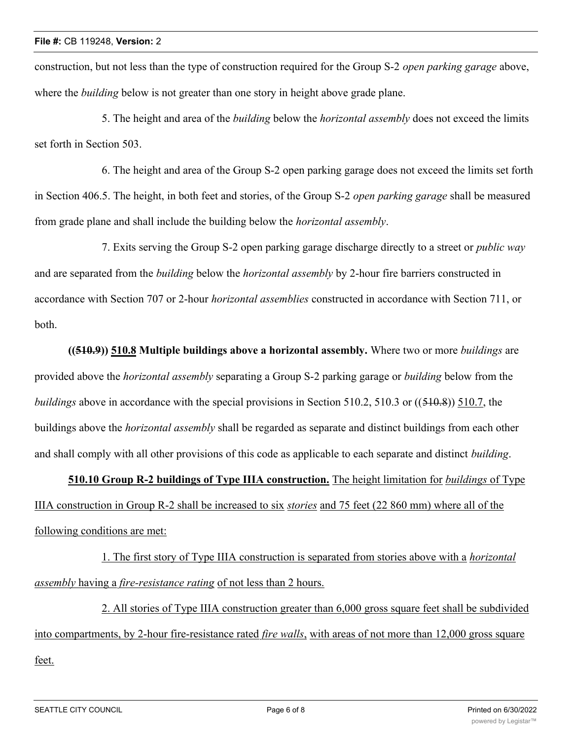construction, but not less than the type of construction required for the Group S-2 *open parking garage* above, where the *building* below is not greater than one story in height above grade plane.

5. The height and area of the *building* below the *horizontal assembly* does not exceed the limits set forth in Section 503.

6. The height and area of the Group S-2 open parking garage does not exceed the limits set forth in Section 406.5. The height, in both feet and stories, of the Group S-2 *open parking garage* shall be measured from grade plane and shall include the building below the *horizontal assembly*.

7. Exits serving the Group S-2 open parking garage discharge directly to a street or *public way* and are separated from the *building* below the *horizontal assembly* by 2-hour fire barriers constructed in accordance with Section 707 or 2-hour *horizontal assemblies* constructed in accordance with Section 711, or both.

**((~~510.9~~)) <u>510.8</u> Multiple buildings above a horizontal assembly.** Where two or more *buildings* are provided above the *horizontal assembly* separating a Group S-2 parking garage or *building* below from the *buildings* above in accordance with the special provisions in Section 510.2, 510.3 or ((~~510.8~~)) <u>510.7</u>, the buildings above the *horizontal assembly* shall be regarded as separate and distinct buildings from each other and shall comply with all other provisions of this code as applicable to each separate and distinct *building*.

<u>**510.10 Group R-2 buildings of Type IIIA construction.** The height limitation for *buildings* of Type IIIA construction in Group R-2 shall be increased to six *stories* and 75 feet (22 860 mm) where all of the following conditions are met:</u>

<u>1. The first story of Type IIIA construction is separated from stories above with a *horizontal assembly* having a *fire-resistance rating* of not less than 2 hours.</u>

<u>2. All stories of Type IIIA construction greater than 6,000 gross square feet shall be subdivided into compartments, by 2-hour fire-resistance rated *fire walls*, with areas of not more than 12,000 gross square feet.</u>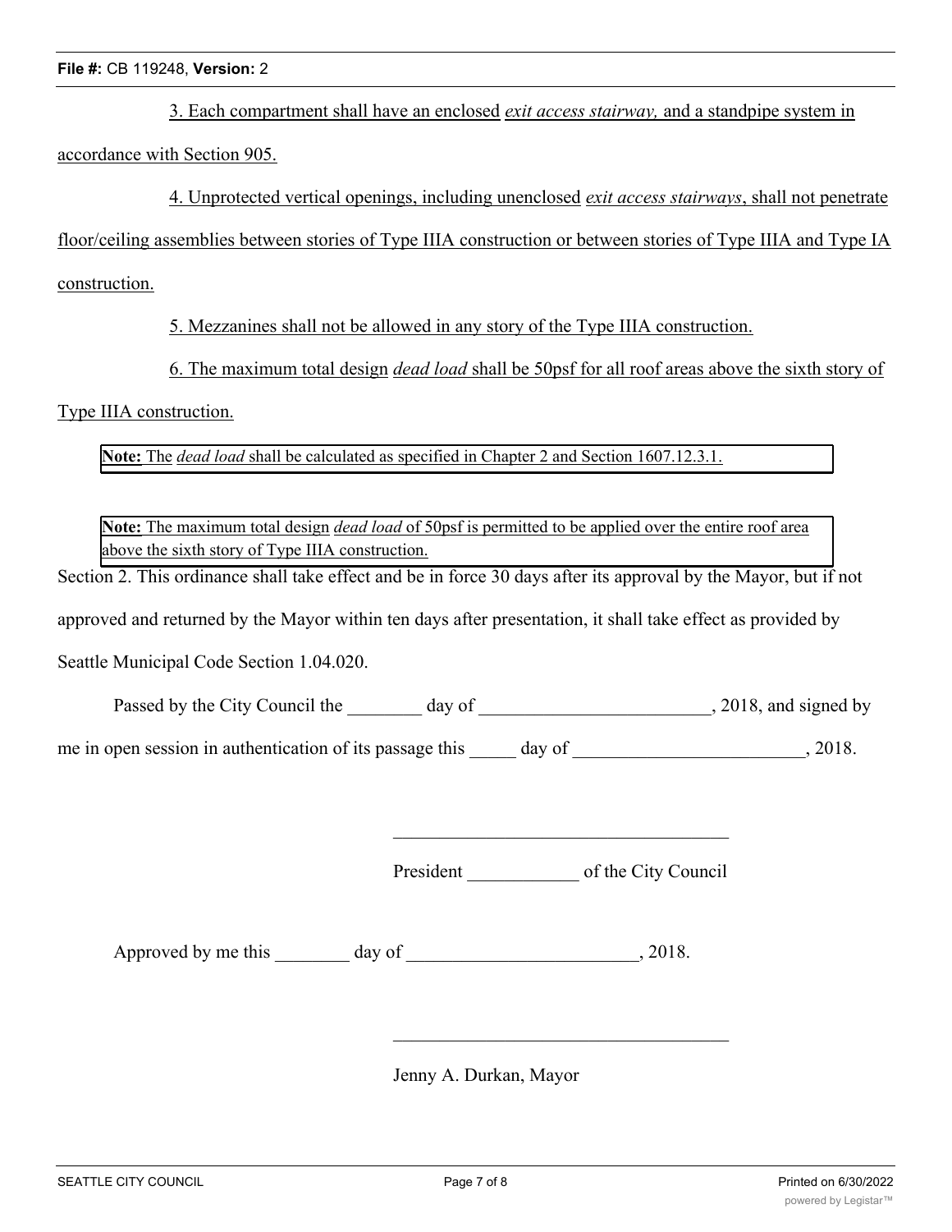3. Each compartment shall have an enclosed *exit access stairway,* and a standpipe system in accordance with Section 905.

4. Unprotected vertical openings, including unenclosed *exit access stairways*, shall not penetrate floor/ceiling assemblies between stories of Type IIIA construction or between stories of Type IIIA and Type IA construction.

5. Mezzanines shall not be allowed in any story of the Type IIIA construction.

6. The maximum total design *dead load* shall be 50psf for all roof areas above the sixth story of Type IIIA construction.

**Note:** The *dead load* shall be calculated as specified in Chapter 2 and Section 1607.12.3.1.

**Note:** The maximum total design *dead load* of 50psf is permitted to be applied over the entire roof area above the sixth story of Type IIIA construction.

Section 2. This ordinance shall take effect and be in force 30 days after its approval by the Mayor, but if not approved and returned by the Mayor within ten days after presentation, it shall take effect as provided by Seattle Municipal Code Section 1.04.020.

Passed by the City Council the ________ day of _________________________, 2018, and signed by me in open session in authentication of its passage this _____ day of _________________________, 2018.

_____________________________________

President ____________ of the City Council

Approved by me this ________ day of _________________________, 2018.

_____________________________________

Jenny A. Durkan, Mayor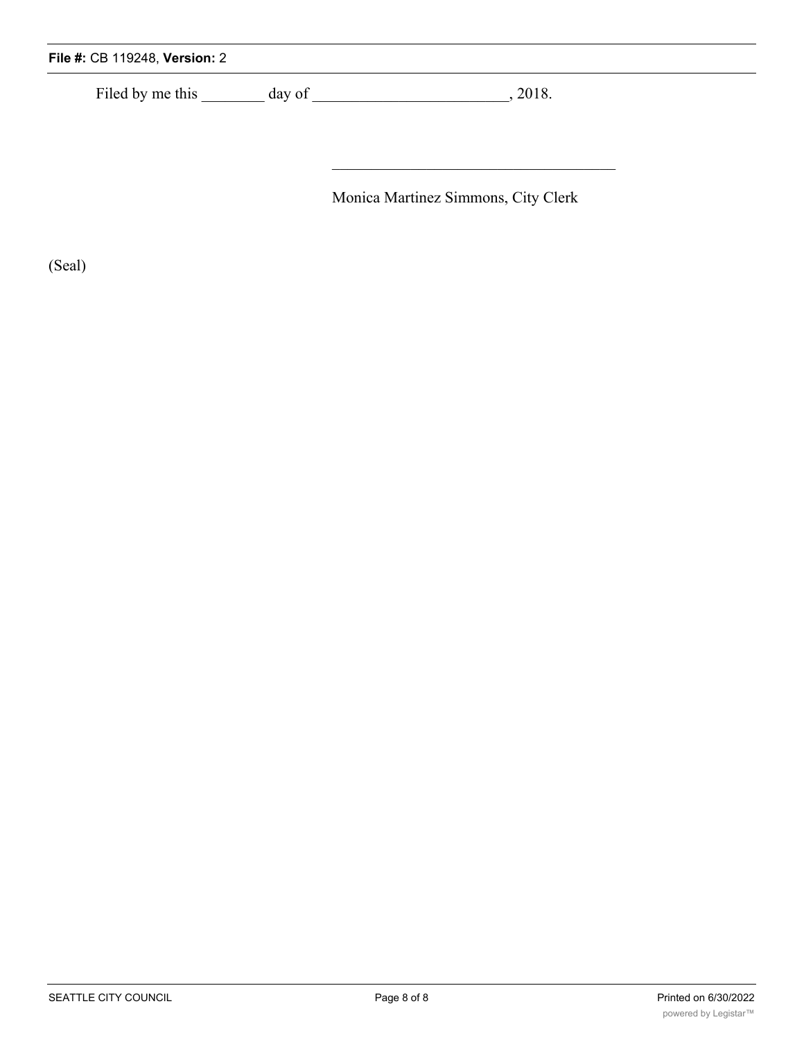Filed by me this ________ day of _________________________, 2018.

____________________________________

Monica Martinez Simmons, City Clerk

(Seal)